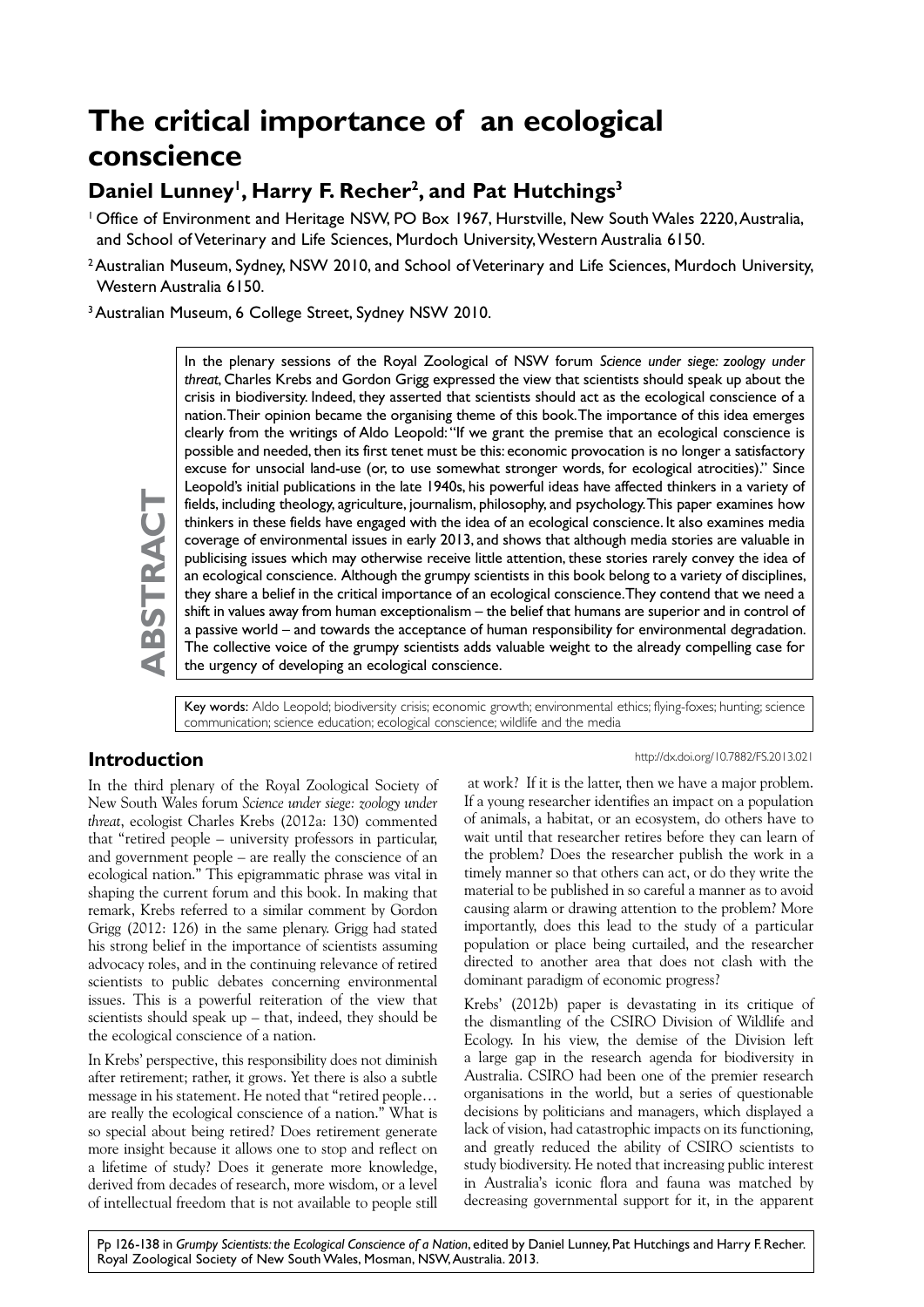# The critical importance of an ecological conscience

## Daniel Lunney[1], Harry F. Recher[2], and Pat Hutchings[3]

[1] Office of Environment and Heritage NSW, PO Box 1967, Hurstville, New South Wales 2220, Australia, and School of Veterinary and Life Sciences, Murdoch University, Western Australia 6150.

[2] Australian Museum, Sydney, NSW 2010, and School of Veterinary and Life Sciences, Murdoch University, Western Australia 6150.

[3] Australian Museum, 6 College Street, Sydney NSW 2010.

**ABSTRACT**

In the plenary sessions of the Royal Zoological of NSW forum *Science under siege: zoology under threat*, Charles Krebs and Gordon Grigg expressed the view that scientists should speak up about the crisis in biodiversity. Indeed, they asserted that scientists should act as the ecological conscience of a nation. Their opinion became the organising theme of this book. The importance of this idea emerges clearly from the writings of Aldo Leopold: "If we grant the premise that an ecological conscience is possible and needed, then its first tenet must be this: economic provocation is no longer a satisfactory excuse for unsocial land-use (or, to use somewhat stronger words, for ecological atrocities)." Since Leopold's initial publications in the late 1940s, his powerful ideas have affected thinkers in a variety of fields, including theology, agriculture, journalism, philosophy, and psychology. This paper examines how thinkers in these fields have engaged with the idea of an ecological conscience. It also examines media coverage of environmental issues in early 2013, and shows that although media stories are valuable in publicising issues which may otherwise receive little attention, these stories rarely convey the idea of an ecological conscience. Although the grumpy scientists in this book belong to a variety of disciplines, they share a belief in the critical importance of an ecological conscience. They contend that we need a shift in values away from human exceptionalism – the belief that humans are superior and in control of a passive world – and towards the acceptance of human responsibility for environmental degradation. The collective voice of the grumpy scientists adds valuable weight to the already compelling case for the urgency of developing an ecological conscience.

Key words: Aldo Leopold; biodiversity crisis; economic growth; environmental ethics; flying-foxes; hunting; science communication; science education; ecological conscience; wildlife and the media

http://dx.doi.org/10.7882/FS.2013.021

## Introduction

In the third plenary of the Royal Zoological Society of New South Wales forum *Science under siege: zoology under threat*, ecologist Charles Krebs (2012a: 130) commented that "retired people – university professors in particular, and government people – are really the conscience of an ecological nation." This epigrammatic phrase was vital in shaping the current forum and this book. In making that remark, Krebs referred to a similar comment by Gordon Grigg (2012: 126) in the same plenary. Grigg had stated his strong belief in the importance of scientists assuming advocacy roles, and in the continuing relevance of retired scientists to public debates concerning environmental issues. This is a powerful reiteration of the view that scientists should speak up – that, indeed, they should be the ecological conscience of a nation.

In Krebs' perspective, this responsibility does not diminish after retirement; rather, it grows. Yet there is also a subtle message in his statement. He noted that "retired people… are really the ecological conscience of a nation." What is so special about being retired? Does retirement generate more insight because it allows one to stop and reflect on a lifetime of study? Does it generate more knowledge, derived from decades of research, more wisdom, or a level of intellectual freedom that is not available to people still at work? If it is the latter, then we have a major problem. If a young researcher identifies an impact on a population of animals, a habitat, or an ecosystem, do others have to wait until that researcher retires before they can learn of the problem? Does the researcher publish the work in a timely manner so that others can act, or do they write the material to be published in so careful a manner as to avoid causing alarm or drawing attention to the problem? More importantly, does this lead to the study of a particular population or place being curtailed, and the researcher directed to another area that does not clash with the dominant paradigm of economic progress?

Krebs' (2012b) paper is devastating in its critique of the dismantling of the CSIRO Division of Wildlife and Ecology. In his view, the demise of the Division left a large gap in the research agenda for biodiversity in Australia. CSIRO had been one of the premier research organisations in the world, but a series of questionable decisions by politicians and managers, which displayed a lack of vision, had catastrophic impacts on its functioning, and greatly reduced the ability of CSIRO scientists to study biodiversity. He noted that increasing public interest in Australia's iconic flora and fauna was matched by decreasing governmental support for it, in the apparent

Pp 126-138 in *Grumpy Scientists: the Ecological Conscience of a Nation*, edited by Daniel Lunney, Pat Hutchings and Harry F. Recher. Royal Zoological Society of New South Wales, Mosman, NSW, Australia. 2013.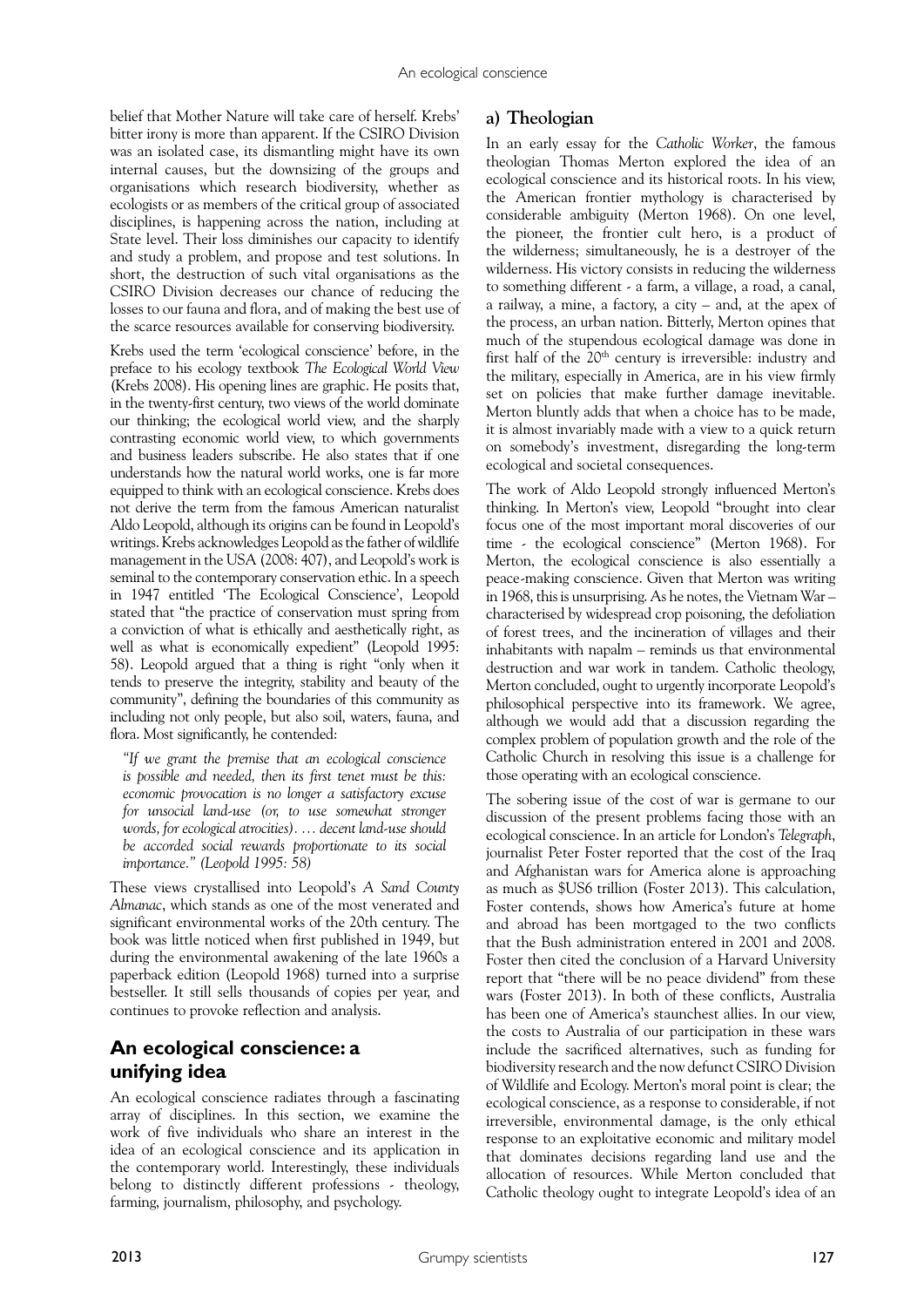belief that Mother Nature will take care of herself. Krebs' bitter irony is more than apparent. If the CSIRO Division was an isolated case, its dismantling might have its own internal causes, but the downsizing of the groups and organisations which research biodiversity, whether as ecologists or as members of the critical group of associated disciplines, is happening across the nation, including at State level. Their loss diminishes our capacity to identify and study a problem, and propose and test solutions. In short, the destruction of such vital organisations as the CSIRO Division decreases our chance of reducing the losses to our fauna and flora, and of making the best use of the scarce resources available for conserving biodiversity.

Krebs used the term 'ecological conscience' before, in the preface to his ecology textbook *The Ecological World View* (Krebs 2008). His opening lines are graphic. He posits that, in the twenty-first century, two views of the world dominate our thinking; the ecological world view, and the sharply contrasting economic world view, to which governments and business leaders subscribe. He also states that if one understands how the natural world works, one is far more equipped to think with an ecological conscience. Krebs does not derive the term from the famous American naturalist Aldo Leopold, although its origins can be found in Leopold's writings. Krebs acknowledges Leopold as the father of wildlife management in the USA (2008: 407), and Leopold's work is seminal to the contemporary conservation ethic. In a speech in 1947 entitled 'The Ecological Conscience', Leopold stated that "the practice of conservation must spring from a conviction of what is ethically and aesthetically right, as well as what is economically expedient" (Leopold 1995: 58). Leopold argued that a thing is right "only when it tends to preserve the integrity, stability and beauty of the community", defining the boundaries of this community as including not only people, but also soil, waters, fauna, and flora. Most significantly, he contended:

> *"If we grant the premise that an ecological conscience is possible and needed, then its first tenet must be this: economic provocation is no longer a satisfactory excuse for unsocial land-use (or, to use somewhat stronger words, for ecological atrocities). … decent land-use should be accorded social rewards proportionate to its social importance." (Leopold 1995: 58)*

These views crystallised into Leopold's *A Sand County Almanac*, which stands as one of the most venerated and significant environmental works of the 20th century. The book was little noticed when first published in 1949, but during the environmental awakening of the late 1960s a paperback edition (Leopold 1968) turned into a surprise bestseller. It still sells thousands of copies per year, and continues to provoke reflection and analysis.

## An ecological conscience: a unifying idea

An ecological conscience radiates through a fascinating array of disciplines. In this section, we examine the work of five individuals who share an interest in the idea of an ecological conscience and its application in the contemporary world. Interestingly, these individuals belong to distinctly different professions - theology, farming, journalism, philosophy, and psychology.

### a) Theologian

In an early essay for the *Catholic Worker*, the famous theologian Thomas Merton explored the idea of an ecological conscience and its historical roots. In his view, the American frontier mythology is characterised by considerable ambiguity (Merton 1968). On one level, the pioneer, the frontier cult hero, is a product of the wilderness; simultaneously, he is a destroyer of the wilderness. His victory consists in reducing the wilderness to something different - a farm, a village, a road, a canal, a railway, a mine, a factory, a city – and, at the apex of the process, an urban nation. Bitterly, Merton opines that much of the stupendous ecological damage was done in first half of the 20th century is irreversible: industry and the military, especially in America, are in his view firmly set on policies that make further damage inevitable. Merton bluntly adds that when a choice has to be made, it is almost invariably made with a view to a quick return on somebody's investment, disregarding the long-term ecological and societal consequences.

The work of Aldo Leopold strongly influenced Merton's thinking. In Merton's view, Leopold "brought into clear focus one of the most important moral discoveries of our time - the ecological conscience" (Merton 1968). For Merton, the ecological conscience is also essentially a peace-making conscience. Given that Merton was writing in 1968, this is unsurprising. As he notes, the Vietnam War – characterised by widespread crop poisoning, the defoliation of forest trees, and the incineration of villages and their inhabitants with napalm – reminds us that environmental destruction and war work in tandem. Catholic theology, Merton concluded, ought to urgently incorporate Leopold's philosophical perspective into its framework. We agree, although we would add that a discussion regarding the complex problem of population growth and the role of the Catholic Church in resolving this issue is a challenge for those operating with an ecological conscience.

The sobering issue of the cost of war is germane to our discussion of the present problems facing those with an ecological conscience. In an article for London's *Telegraph*, journalist Peter Foster reported that the cost of the Iraq and Afghanistan wars for America alone is approaching as much as $US6 trillion (Foster 2013). This calculation, Foster contends, shows how America's future at home and abroad has been mortgaged to the two conflicts that the Bush administration entered in 2001 and 2008. Foster then cited the conclusion of a Harvard University report that "there will be no peace dividend" from these wars (Foster 2013). In both of these conflicts, Australia has been one of America's staunchest allies. In our view, the costs to Australia of our participation in these wars include the sacrificed alternatives, such as funding for biodiversity research and the now defunct CSIRO Division of Wildlife and Ecology. Merton's moral point is clear; the ecological conscience, as a response to considerable, if not irreversible, environmental damage, is the only ethical response to an exploitative economic and military model that dominates decisions regarding land use and the allocation of resources. While Merton concluded that Catholic theology ought to integrate Leopold's idea of an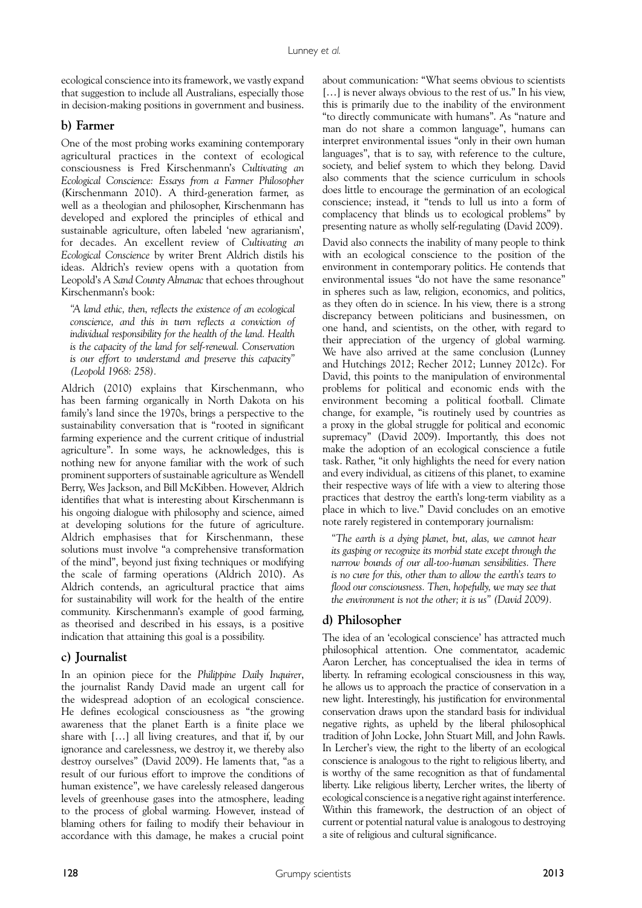ecological conscience into its framework, we vastly expand that suggestion to include all Australians, especially those in decision-making positions in government and business.

### b) Farmer

One of the most probing works examining contemporary agricultural practices in the context of ecological consciousness is Fred Kirschenmann's *Cultivating an Ecological Conscience: Essays from a Farmer Philosopher* (Kirschenmann 2010). A third-generation farmer, as well as a theologian and philosopher, Kirschenmann has developed and explored the principles of ethical and sustainable agriculture, often labeled 'new agrarianism', for decades. An excellent review of *Cultivating an Ecological Conscience* by writer Brent Aldrich distils his ideas. Aldrich's review opens with a quotation from Leopold's *A Sand County Almanac* that echoes throughout Kirschenmann's book:

> *"A land ethic, then, reflects the existence of an ecological conscience, and this in turn reflects a conviction of individual responsibility for the health of the land. Health is the capacity of the land for self-renewal. Conservation is our effort to understand and preserve this capacity" (Leopold 1968: 258).*

Aldrich (2010) explains that Kirschenmann, who has been farming organically in North Dakota on his family's land since the 1970s, brings a perspective to the sustainability conversation that is "rooted in significant farming experience and the current critique of industrial agriculture". In some ways, he acknowledges, this is nothing new for anyone familiar with the work of such prominent supporters of sustainable agriculture as Wendell Berry, Wes Jackson, and Bill McKibben. However, Aldrich identifies that what is interesting about Kirschenmann is his ongoing dialogue with philosophy and science, aimed at developing solutions for the future of agriculture. Aldrich emphasises that for Kirschenmann, these solutions must involve "a comprehensive transformation of the mind", beyond just fixing techniques or modifying the scale of farming operations (Aldrich 2010). As Aldrich contends, an agricultural practice that aims for sustainability will work for the health of the entire community. Kirschenmann's example of good farming, as theorised and described in his essays, is a positive indication that attaining this goal is a possibility.

### c) Journalist

In an opinion piece for the *Philippine Daily Inquirer*, the journalist Randy David made an urgent call for the widespread adoption of an ecological conscience. He defines ecological consciousness as "the growing awareness that the planet Earth is a finite place we share with […] all living creatures, and that if, by our ignorance and carelessness, we destroy it, we thereby also destroy ourselves" (David 2009). He laments that, "as a result of our furious effort to improve the conditions of human existence", we have carelessly released dangerous levels of greenhouse gases into the atmosphere, leading to the process of global warming. However, instead of blaming others for failing to modify their behaviour in accordance with this damage, he makes a crucial point about communication: "What seems obvious to scientists […] is never always obvious to the rest of us." In his view, this is primarily due to the inability of the environment "to directly communicate with humans". As "nature and man do not share a common language", humans can interpret environmental issues "only in their own human languages", that is to say, with reference to the culture, society, and belief system to which they belong. David also comments that the science curriculum in schools does little to encourage the germination of an ecological conscience; instead, it "tends to lull us into a form of complacency that blinds us to ecological problems" by presenting nature as wholly self-regulating (David 2009).

David also connects the inability of many people to think with an ecological conscience to the position of the environment in contemporary politics. He contends that environmental issues "do not have the same resonance" in spheres such as law, religion, economics, and politics, as they often do in science. In his view, there is a strong discrepancy between politicians and businessmen, on one hand, and scientists, on the other, with regard to their appreciation of the urgency of global warming. We have also arrived at the same conclusion (Lunney and Hutchings 2012; Recher 2012; Lunney 2012c). For David, this points to the manipulation of environmental problems for political and economic ends with the environment becoming a political football. Climate change, for example, "is routinely used by countries as a proxy in the global struggle for political and economic supremacy" (David 2009). Importantly, this does not make the adoption of an ecological conscience a futile task. Rather, "it only highlights the need for every nation and every individual, as citizens of this planet, to examine their respective ways of life with a view to altering those practices that destroy the earth's long-term viability as a place in which to live." David concludes on an emotive note rarely registered in contemporary journalism:

> *"The earth is a dying planet, but, alas, we cannot hear its gasping or recognize its morbid state except through the narrow bounds of our all-too-human sensibilities. There is no cure for this, other than to allow the earth's tears to flood our consciousness. Then, hopefully, we may see that the environment is not the other; it is us" (David 2009).*

### d) Philosopher

The idea of an 'ecological conscience' has attracted much philosophical attention. One commentator, academic Aaron Lercher, has conceptualised the idea in terms of liberty. In reframing ecological consciousness in this way, he allows us to approach the practice of conservation in a new light. Interestingly, his justification for environmental conservation draws upon the standard basis for individual negative rights, as upheld by the liberal philosophical tradition of John Locke, John Stuart Mill, and John Rawls. In Lercher's view, the right to the liberty of an ecological conscience is analogous to the right to religious liberty, and is worthy of the same recognition as that of fundamental liberty. Like religious liberty, Lercher writes, the liberty of ecological conscience is a negative right against interference. Within this framework, the destruction of an object of current or potential natural value is analogous to destroying a site of religious and cultural significance.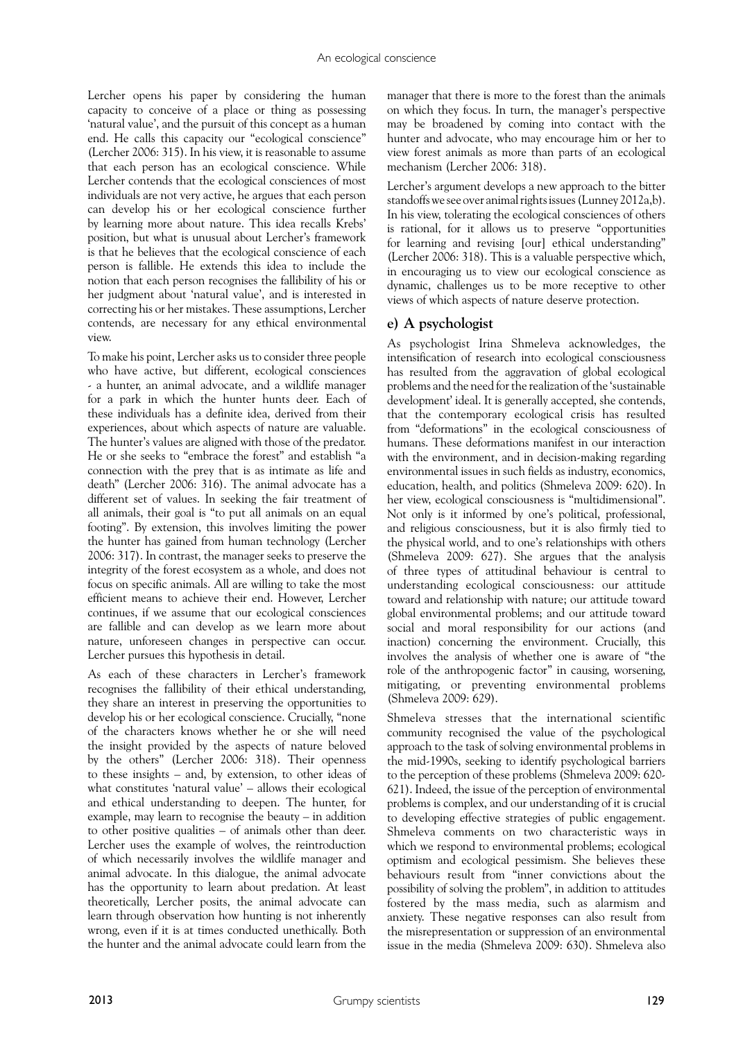Lercher opens his paper by considering the human capacity to conceive of a place or thing as possessing 'natural value', and the pursuit of this concept as a human end. He calls this capacity our "ecological conscience" (Lercher 2006: 315). In his view, it is reasonable to assume that each person has an ecological conscience. While Lercher contends that the ecological consciences of most individuals are not very active, he argues that each person can develop his or her ecological conscience further by learning more about nature. This idea recalls Krebs' position, but what is unusual about Lercher's framework is that he believes that the ecological conscience of each person is fallible. He extends this idea to include the notion that each person recognises the fallibility of his or her judgment about 'natural value', and is interested in correcting his or her mistakes. These assumptions, Lercher contends, are necessary for any ethical environmental view.

To make his point, Lercher asks us to consider three people who have active, but different, ecological consciences - a hunter, an animal advocate, and a wildlife manager for a park in which the hunter hunts deer. Each of these individuals has a definite idea, derived from their experiences, about which aspects of nature are valuable. The hunter's values are aligned with those of the predator. He or she seeks to "embrace the forest" and establish "a connection with the prey that is as intimate as life and death" (Lercher 2006: 316). The animal advocate has a different set of values. In seeking the fair treatment of all animals, their goal is "to put all animals on an equal footing". By extension, this involves limiting the power the hunter has gained from human technology (Lercher 2006: 317). In contrast, the manager seeks to preserve the integrity of the forest ecosystem as a whole, and does not focus on specific animals. All are willing to take the most efficient means to achieve their end. However, Lercher continues, if we assume that our ecological consciences are fallible and can develop as we learn more about nature, unforeseen changes in perspective can occur. Lercher pursues this hypothesis in detail.

As each of these characters in Lercher's framework recognises the fallibility of their ethical understanding, they share an interest in preserving the opportunities to develop his or her ecological conscience. Crucially, "none of the characters knows whether he or she will need the insight provided by the aspects of nature beloved by the others" (Lercher 2006: 318). Their openness to these insights – and, by extension, to other ideas of what constitutes 'natural value' – allows their ecological and ethical understanding to deepen. The hunter, for example, may learn to recognise the beauty – in addition to other positive qualities – of animals other than deer. Lercher uses the example of wolves, the reintroduction of which necessarily involves the wildlife manager and animal advocate. In this dialogue, the animal advocate has the opportunity to learn about predation. At least theoretically, Lercher posits, the animal advocate can learn through observation how hunting is not inherently wrong, even if it is at times conducted unethically. Both the hunter and the animal advocate could learn from the manager that there is more to the forest than the animals on which they focus. In turn, the manager's perspective may be broadened by coming into contact with the hunter and advocate, who may encourage him or her to view forest animals as more than parts of an ecological mechanism (Lercher 2006: 318).

Lercher's argument develops a new approach to the bitter standoffs we see over animal rights issues (Lunney 2012a,b). In his view, tolerating the ecological consciences of others is rational, for it allows us to preserve "opportunities for learning and revising [our] ethical understanding" (Lercher 2006: 318). This is a valuable perspective which, in encouraging us to view our ecological conscience as dynamic, challenges us to be more receptive to other views of which aspects of nature deserve protection.

## e) A psychologist

As psychologist Irina Shmeleva acknowledges, the intensification of research into ecological consciousness has resulted from the aggravation of global ecological problems and the need for the realization of the 'sustainable development' ideal. It is generally accepted, she contends, that the contemporary ecological crisis has resulted from "deformations" in the ecological consciousness of humans. These deformations manifest in our interaction with the environment, and in decision-making regarding environmental issues in such fields as industry, economics, education, health, and politics (Shmeleva 2009: 620). In her view, ecological consciousness is "multidimensional". Not only is it informed by one's political, professional, and religious consciousness, but it is also firmly tied to the physical world, and to one's relationships with others (Shmeleva 2009: 627). She argues that the analysis of three types of attitudinal behaviour is central to understanding ecological consciousness: our attitude toward and relationship with nature; our attitude toward global environmental problems; and our attitude toward social and moral responsibility for our actions (and inaction) concerning the environment. Crucially, this involves the analysis of whether one is aware of "the role of the anthropogenic factor" in causing, worsening, mitigating, or preventing environmental problems (Shmeleva 2009: 629).

Shmeleva stresses that the international scientific community recognised the value of the psychological approach to the task of solving environmental problems in the mid-1990s, seeking to identify psychological barriers to the perception of these problems (Shmeleva 2009: 620-621). Indeed, the issue of the perception of environmental problems is complex, and our understanding of it is crucial to developing effective strategies of public engagement. Shmeleva comments on two characteristic ways in which we respond to environmental problems; ecological optimism and ecological pessimism. She believes these behaviours result from "inner convictions about the possibility of solving the problem", in addition to attitudes fostered by the mass media, such as alarmism and anxiety. These negative responses can also result from the misrepresentation or suppression of an environmental issue in the media (Shmeleva 2009: 630). Shmeleva also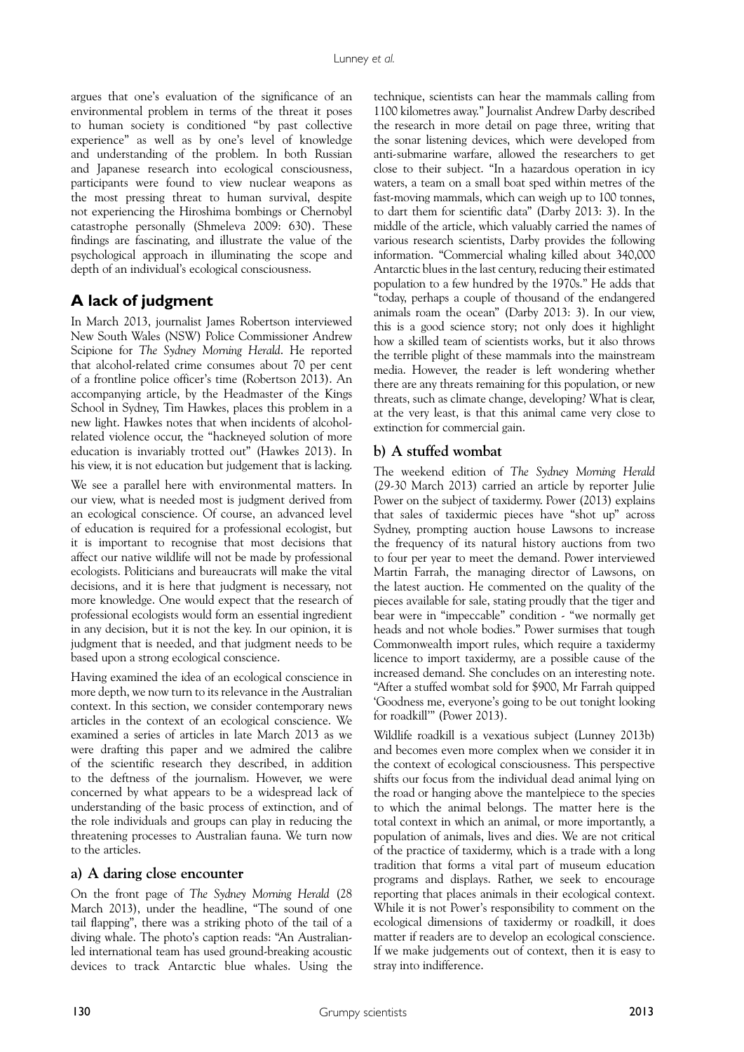argues that one's evaluation of the significance of an environmental problem in terms of the threat it poses to human society is conditioned "by past collective experience" as well as by one's level of knowledge and understanding of the problem. In both Russian and Japanese research into ecological consciousness, participants were found to view nuclear weapons as the most pressing threat to human survival, despite not experiencing the Hiroshima bombings or Chernobyl catastrophe personally (Shmeleva 2009: 630). These findings are fascinating, and illustrate the value of the psychological approach in illuminating the scope and depth of an individual's ecological consciousness.

## A lack of judgment

In March 2013, journalist James Robertson interviewed New South Wales (NSW) Police Commissioner Andrew Scipione for *The Sydney Morning Herald*. He reported that alcohol-related crime consumes about 70 per cent of a frontline police officer's time (Robertson 2013). An accompanying article, by the Headmaster of the Kings School in Sydney, Tim Hawkes, places this problem in a new light. Hawkes notes that when incidents of alcohol-related violence occur, the "hackneyed solution of more education is invariably trotted out" (Hawkes 2013). In his view, it is not education but judgement that is lacking.

We see a parallel here with environmental matters. In our view, what is needed most is judgment derived from an ecological conscience. Of course, an advanced level of education is required for a professional ecologist, but it is important to recognise that most decisions that affect our native wildlife will not be made by professional ecologists. Politicians and bureaucrats will make the vital decisions, and it is here that judgment is necessary, not more knowledge. One would expect that the research of professional ecologists would form an essential ingredient in any decision, but it is not the key. In our opinion, it is judgment that is needed, and that judgment needs to be based upon a strong ecological conscience.

Having examined the idea of an ecological conscience in more depth, we now turn to its relevance in the Australian context. In this section, we consider contemporary news articles in the context of an ecological conscience. We examined a series of articles in late March 2013 as we were drafting this paper and we admired the calibre of the scientific research they described, in addition to the deftness of the journalism. However, we were concerned by what appears to be a widespread lack of understanding of the basic process of extinction, and of the role individuals and groups can play in reducing the threatening processes to Australian fauna. We turn now to the articles.

### a) A daring close encounter

On the front page of *The Sydney Morning Herald* (28 March 2013), under the headline, "The sound of one tail flapping", there was a striking photo of the tail of a diving whale. The photo's caption reads: "An Australian-led international team has used ground-breaking acoustic devices to track Antarctic blue whales. Using the technique, scientists can hear the mammals calling from 1100 kilometres away." Journalist Andrew Darby described the research in more detail on page three, writing that the sonar listening devices, which were developed from anti-submarine warfare, allowed the researchers to get close to their subject. "In a hazardous operation in icy waters, a team on a small boat sped within metres of the fast-moving mammals, which can weigh up to 100 tonnes, to dart them for scientific data" (Darby 2013: 3). In the middle of the article, which valuably carried the names of various research scientists, Darby provides the following information. "Commercial whaling killed about 340,000 Antarctic blues in the last century, reducing their estimated population to a few hundred by the 1970s." He adds that "today, perhaps a couple of thousand of the endangered animals roam the ocean" (Darby 2013: 3). In our view, this is a good science story; not only does it highlight how a skilled team of scientists works, but it also throws the terrible plight of these mammals into the mainstream media. However, the reader is left wondering whether there are any threats remaining for this population, or new threats, such as climate change, developing? What is clear, at the very least, is that this animal came very close to extinction for commercial gain.

### b) A stuffed wombat

The weekend edition of *The Sydney Morning Herald* (29-30 March 2013) carried an article by reporter Julie Power on the subject of taxidermy. Power (2013) explains that sales of taxidermic pieces have "shot up" across Sydney, prompting auction house Lawsons to increase the frequency of its natural history auctions from two to four per year to meet the demand. Power interviewed Martin Farrah, the managing director of Lawsons, on the latest auction. He commented on the quality of the pieces available for sale, stating proudly that the tiger and bear were in "impeccable" condition - "we normally get heads and not whole bodies." Power surmises that tough Commonwealth import rules, which require a taxidermy licence to import taxidermy, are a possible cause of the increased demand. She concludes on an interesting note. "After a stuffed wombat sold for $900, Mr Farrah quipped 'Goodness me, everyone's going to be out tonight looking for roadkill'" (Power 2013).

Wildlife roadkill is a vexatious subject (Lunney 2013b) and becomes even more complex when we consider it in the context of ecological consciousness. This perspective shifts our focus from the individual dead animal lying on the road or hanging above the mantelpiece to the species to which the animal belongs. The matter here is the total context in which an animal, or more importantly, a population of animals, lives and dies. We are not critical of the practice of taxidermy, which is a trade with a long tradition that forms a vital part of museum education programs and displays. Rather, we seek to encourage reporting that places animals in their ecological context. While it is not Power's responsibility to comment on the ecological dimensions of taxidermy or roadkill, it does matter if readers are to develop an ecological conscience. If we make judgements out of context, then it is easy to stray into indifference.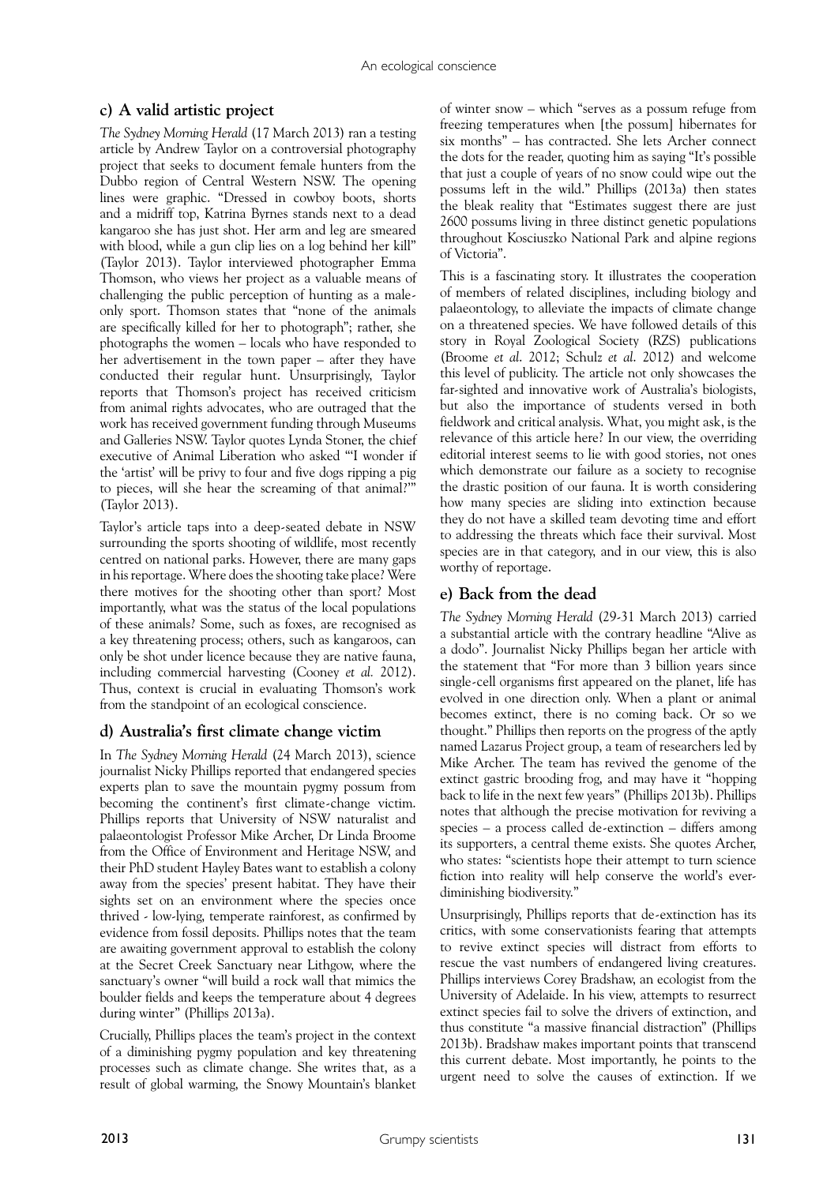### c) A valid artistic project

*The Sydney Morning Herald* (17 March 2013) ran a testing article by Andrew Taylor on a controversial photography project that seeks to document female hunters from the Dubbo region of Central Western NSW. The opening lines were graphic. "Dressed in cowboy boots, shorts and a midriff top, Katrina Byrnes stands next to a dead kangaroo she has just shot. Her arm and leg are smeared with blood, while a gun clip lies on a log behind her kill" (Taylor 2013). Taylor interviewed photographer Emma Thomson, who views her project as a valuable means of challenging the public perception of hunting as a male-only sport. Thomson states that "none of the animals are specifically killed for her to photograph"; rather, she photographs the women – locals who have responded to her advertisement in the town paper – after they have conducted their regular hunt. Unsurprisingly, Taylor reports that Thomson's project has received criticism from animal rights advocates, who are outraged that the work has received government funding through Museums and Galleries NSW. Taylor quotes Lynda Stoner, the chief executive of Animal Liberation who asked "'I wonder if the 'artist' will be privy to four and five dogs ripping a pig to pieces, will she hear the screaming of that animal?'" (Taylor 2013).

Taylor's article taps into a deep-seated debate in NSW surrounding the sports shooting of wildlife, most recently centred on national parks. However, there are many gaps in his reportage. Where does the shooting take place? Were there motives for the shooting other than sport? Most importantly, what was the status of the local populations of these animals? Some, such as foxes, are recognised as a key threatening process; others, such as kangaroos, can only be shot under licence because they are native fauna, including commercial harvesting (Cooney *et al.* 2012). Thus, context is crucial in evaluating Thomson's work from the standpoint of an ecological conscience.

### d) Australia's first climate change victim

In *The Sydney Morning Herald* (24 March 2013), science journalist Nicky Phillips reported that endangered species experts plan to save the mountain pygmy possum from becoming the continent's first climate-change victim. Phillips reports that University of NSW naturalist and palaeontologist Professor Mike Archer, Dr Linda Broome from the Office of Environment and Heritage NSW, and their PhD student Hayley Bates want to establish a colony away from the species' present habitat. They have their sights set on an environment where the species once thrived - low-lying, temperate rainforest, as confirmed by evidence from fossil deposits. Phillips notes that the team are awaiting government approval to establish the colony at the Secret Creek Sanctuary near Lithgow, where the sanctuary's owner "will build a rock wall that mimics the boulder fields and keeps the temperature about 4 degrees during winter" (Phillips 2013a).

Crucially, Phillips places the team's project in the context of a diminishing pygmy population and key threatening processes such as climate change. She writes that, as a result of global warming, the Snowy Mountain's blanket of winter snow – which "serves as a possum refuge from freezing temperatures when [the possum] hibernates for six months" – has contracted. She lets Archer connect the dots for the reader, quoting him as saying "It's possible that just a couple of years of no snow could wipe out the possums left in the wild." Phillips (2013a) then states the bleak reality that "Estimates suggest there are just 2600 possums living in three distinct genetic populations throughout Kosciuszko National Park and alpine regions of Victoria".

This is a fascinating story. It illustrates the cooperation of members of related disciplines, including biology and palaeontology, to alleviate the impacts of climate change on a threatened species. We have followed details of this story in Royal Zoological Society (RZS) publications (Broome *et al.* 2012; Schulz *et al.* 2012) and welcome this level of publicity. The article not only showcases the far-sighted and innovative work of Australia's biologists, but also the importance of students versed in both fieldwork and critical analysis. What, you might ask, is the relevance of this article here? In our view, the overriding editorial interest seems to lie with good stories, not ones which demonstrate our failure as a society to recognise the drastic position of our fauna. It is worth considering how many species are sliding into extinction because they do not have a skilled team devoting time and effort to addressing the threats which face their survival. Most species are in that category, and in our view, this is also worthy of reportage.

### e) Back from the dead

*The Sydney Morning Herald* (29-31 March 2013) carried a substantial article with the contrary headline "Alive as a dodo". Journalist Nicky Phillips began her article with the statement that "For more than 3 billion years since single-cell organisms first appeared on the planet, life has evolved in one direction only. When a plant or animal becomes extinct, there is no coming back. Or so we thought." Phillips then reports on the progress of the aptly named Lazarus Project group, a team of researchers led by Mike Archer. The team has revived the genome of the extinct gastric brooding frog, and may have it "hopping back to life in the next few years" (Phillips 2013b). Phillips notes that although the precise motivation for reviving a species – a process called de-extinction – differs among its supporters, a central theme exists. She quotes Archer, who states: "scientists hope their attempt to turn science fiction into reality will help conserve the world's ever-diminishing biodiversity."

Unsurprisingly, Phillips reports that de-extinction has its critics, with some conservationists fearing that attempts to revive extinct species will distract from efforts to rescue the vast numbers of endangered living creatures. Phillips interviews Corey Bradshaw, an ecologist from the University of Adelaide. In his view, attempts to resurrect extinct species fail to solve the drivers of extinction, and thus constitute "a massive financial distraction" (Phillips 2013b). Bradshaw makes important points that transcend this current debate. Most importantly, he points to the urgent need to solve the causes of extinction. If we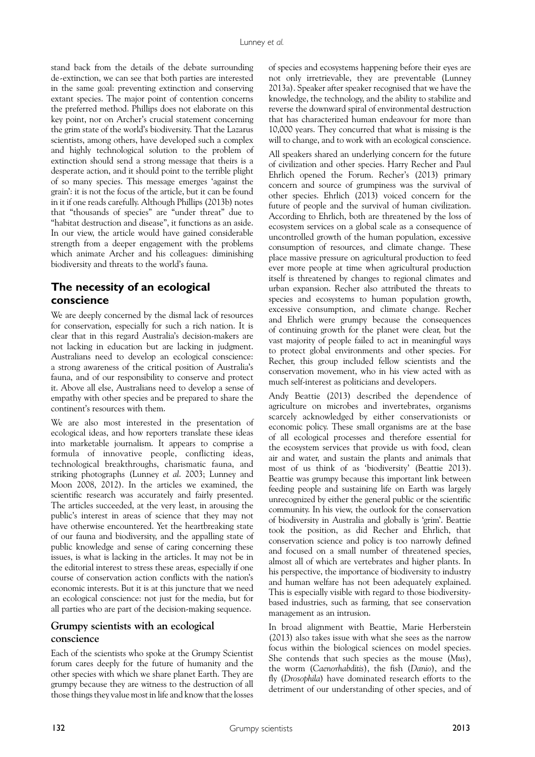stand back from the details of the debate surrounding de-extinction, we can see that both parties are interested in the same goal: preventing extinction and conserving extant species. The major point of contention concerns the preferred method. Phillips does not elaborate on this key point, nor on Archer's crucial statement concerning the grim state of the world's biodiversity. That the Lazarus scientists, among others, have developed such a complex and highly technological solution to the problem of extinction should send a strong message that theirs is a desperate action, and it should point to the terrible plight of so many species. This message emerges 'against the grain': it is not the focus of the article, but it can be found in it if one reads carefully. Although Phillips (2013b) notes that "thousands of species" are "under threat" due to "habitat destruction and disease", it functions as an aside. In our view, the article would have gained considerable strength from a deeper engagement with the problems which animate Archer and his colleagues: diminishing biodiversity and threats to the world's fauna.

## The necessity of an ecological conscience

We are deeply concerned by the dismal lack of resources for conservation, especially for such a rich nation. It is clear that in this regard Australia's decision-makers are not lacking in education but are lacking in judgment. Australians need to develop an ecological conscience: a strong awareness of the critical position of Australia's fauna, and of our responsibility to conserve and protect it. Above all else, Australians need to develop a sense of empathy with other species and be prepared to share the continent's resources with them.

We are also most interested in the presentation of ecological ideas, and how reporters translate these ideas into marketable journalism. It appears to comprise a formula of innovative people, conflicting ideas, technological breakthroughs, charismatic fauna, and striking photographs (Lunney *et al.* 2003; Lunney and Moon 2008, 2012). In the articles we examined, the scientific research was accurately and fairly presented. The articles succeeded, at the very least, in arousing the public's interest in areas of science that they may not have otherwise encountered. Yet the heartbreaking state of our fauna and biodiversity, and the appalling state of public knowledge and sense of caring concerning these issues, is what is lacking in the articles. It may not be in the editorial interest to stress these areas, especially if one course of conservation action conflicts with the nation's economic interests. But it is at this juncture that we need an ecological conscience: not just for the media, but for all parties who are part of the decision-making sequence.

### Grumpy scientists with an ecological conscience

Each of the scientists who spoke at the Grumpy Scientist forum cares deeply for the future of humanity and the other species with which we share planet Earth. They are grumpy because they are witness to the destruction of all those things they value most in life and know that the losses of species and ecosystems happening before their eyes are not only irretrievable, they are preventable (Lunney 2013a). Speaker after speaker recognised that we have the knowledge, the technology, and the ability to stabilize and reverse the downward spiral of environmental destruction that has characterized human endeavour for more than 10,000 years. They concurred that what is missing is the will to change, and to work with an ecological conscience.

All speakers shared an underlying concern for the future of civilization and other species. Harry Recher and Paul Ehrlich opened the Forum. Recher's (2013) primary concern and source of grumpiness was the survival of other species. Ehrlich (2013) voiced concern for the future of people and the survival of human civilization. According to Ehrlich, both are threatened by the loss of ecosystem services on a global scale as a consequence of uncontrolled growth of the human population, excessive consumption of resources, and climate change. These place massive pressure on agricultural production to feed ever more people at time when agricultural production itself is threatened by changes to regional climates and urban expansion. Recher also attributed the threats to species and ecosystems to human population growth, excessive consumption, and climate change. Recher and Ehrlich were grumpy because the consequences of continuing growth for the planet were clear, but the vast majority of people failed to act in meaningful ways to protect global environments and other species. For Recher, this group included fellow scientists and the conservation movement, who in his view acted with as much self-interest as politicians and developers.

Andy Beattie (2013) described the dependence of agriculture on microbes and invertebrates, organisms scarcely acknowledged by either conservationists or economic policy. These small organisms are at the base of all ecological processes and therefore essential for the ecosystem services that provide us with food, clean air and water, and sustain the plants and animals that most of us think of as 'biodiversity' (Beattie 2013). Beattie was grumpy because this important link between feeding people and sustaining life on Earth was largely unrecognized by either the general public or the scientific community. In his view, the outlook for the conservation of biodiversity in Australia and globally is 'grim'. Beattie took the position, as did Recher and Ehrlich, that conservation science and policy is too narrowly defined and focused on a small number of threatened species, almost all of which are vertebrates and higher plants. In his perspective, the importance of biodiversity to industry and human welfare has not been adequately explained. This is especially visible with regard to those biodiversity-based industries, such as farming, that see conservation management as an intrusion.

In broad alignment with Beattie, Marie Herberstein (2013) also takes issue with what she sees as the narrow focus within the biological sciences on model species. She contends that such species as the mouse (*Mus*), the worm (*Caenorhabditis*), the fish (*Danio*), and the fly (*Drosophila*) have dominated research efforts to the detriment of our understanding of other species, and of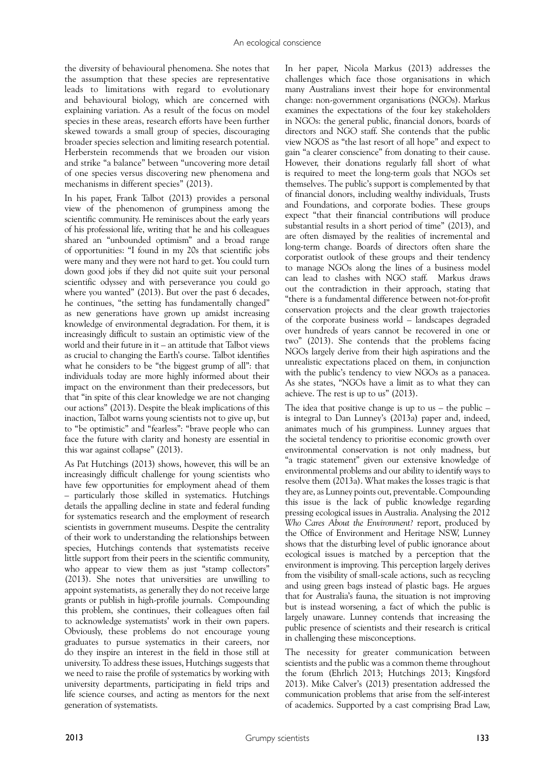the diversity of behavioural phenomena. She notes that the assumption that these species are representative leads to limitations with regard to evolutionary and behavioural biology, which are concerned with explaining variation. As a result of the focus on model species in these areas, research efforts have been further skewed towards a small group of species, discouraging broader species selection and limiting research potential. Herberstein recommends that we broaden our vision and strike "a balance" between "uncovering more detail of one species versus discovering new phenomena and mechanisms in different species" (2013).

In his paper, Frank Talbot (2013) provides a personal view of the phenomenon of grumpiness among the scientific community. He reminisces about the early years of his professional life, writing that he and his colleagues shared an "unbounded optimism" and a broad range of opportunities: "I found in my 20s that scientific jobs were many and they were not hard to get. You could turn down good jobs if they did not quite suit your personal scientific odyssey and with perseverance you could go where you wanted" (2013). But over the past 6 decades, he continues, "the setting has fundamentally changed" as new generations have grown up amidst increasing knowledge of environmental degradation. For them, it is increasingly difficult to sustain an optimistic view of the world and their future in it – an attitude that Talbot views as crucial to changing the Earth's course. Talbot identifies what he considers to be "the biggest grump of all": that individuals today are more highly informed about their impact on the environment than their predecessors, but that "in spite of this clear knowledge we are not changing our actions" (2013). Despite the bleak implications of this inaction, Talbot warns young scientists not to give up, but to "be optimistic" and "fearless": "brave people who can face the future with clarity and honesty are essential in this war against collapse" (2013).

As Pat Hutchings (2013) shows, however, this will be an increasingly difficult challenge for young scientists who have few opportunities for employment ahead of them – particularly those skilled in systematics. Hutchings details the appalling decline in state and federal funding for systematics research and the employment of research scientists in government museums. Despite the centrality of their work to understanding the relationships between species, Hutchings contends that systematists receive little support from their peers in the scientific community, who appear to view them as just "stamp collectors" (2013). She notes that universities are unwilling to appoint systematists, as generally they do not receive large grants or publish in high-profile journals. Compounding this problem, she continues, their colleagues often fail to acknowledge systematists' work in their own papers. Obviously, these problems do not encourage young graduates to pursue systematics in their careers, nor do they inspire an interest in the field in those still at university. To address these issues, Hutchings suggests that we need to raise the profile of systematics by working with university departments, participating in field trips and life science courses, and acting as mentors for the next generation of systematists.

In her paper, Nicola Markus (2013) addresses the challenges which face those organisations in which many Australians invest their hope for environmental change: non-government organisations (NGOs). Markus examines the expectations of the four key stakeholders in NGOs: the general public, financial donors, boards of directors and NGO staff. She contends that the public view NGOS as "the last resort of all hope" and expect to gain "a clearer conscience" from donating to their cause. However, their donations regularly fall short of what is required to meet the long-term goals that NGOs set themselves. The public's support is complemented by that of financial donors, including wealthy individuals, Trusts and Foundations, and corporate bodies. These groups expect "that their financial contributions will produce substantial results in a short period of time" (2013), and are often dismayed by the realities of incremental and long-term change. Boards of directors often share the corporatist outlook of these groups and their tendency to manage NGOs along the lines of a business model can lead to clashes with NGO staff. Markus draws out the contradiction in their approach, stating that "there is a fundamental difference between not-for-profit conservation projects and the clear growth trajectories of the corporate business world – landscapes degraded over hundreds of years cannot be recovered in one or two" (2013). She contends that the problems facing NGOs largely derive from their high aspirations and the unrealistic expectations placed on them, in conjunction with the public's tendency to view NGOs as a panacea. As she states, "NGOs have a limit as to what they can achieve. The rest is up to us" (2013).

The idea that positive change is up to us – the public – is integral to Dan Lunney's (2013a) paper and, indeed, animates much of his grumpiness. Lunney argues that the societal tendency to prioritise economic growth over environmental conservation is not only madness, but "a tragic statement" given our extensive knowledge of environmental problems and our ability to identify ways to resolve them (2013a). What makes the losses tragic is that they are, as Lunney points out, preventable. Compounding this issue is the lack of public knowledge regarding pressing ecological issues in Australia. Analysing the 2012 *Who Cares About the Environment?* report, produced by the Office of Environment and Heritage NSW, Lunney shows that the disturbing level of public ignorance about ecological issues is matched by a perception that the environment is improving. This perception largely derives from the visibility of small-scale actions, such as recycling and using green bags instead of plastic bags. He argues that for Australia's fauna, the situation is not improving but is instead worsening, a fact of which the public is largely unaware. Lunney contends that increasing the public presence of scientists and their research is critical in challenging these misconceptions.

The necessity for greater communication between scientists and the public was a common theme throughout the forum (Ehrlich 2013; Hutchings 2013; Kingsford 2013). Mike Calver's (2013) presentation addressed the communication problems that arise from the self-interest of academics. Supported by a cast comprising Brad Law,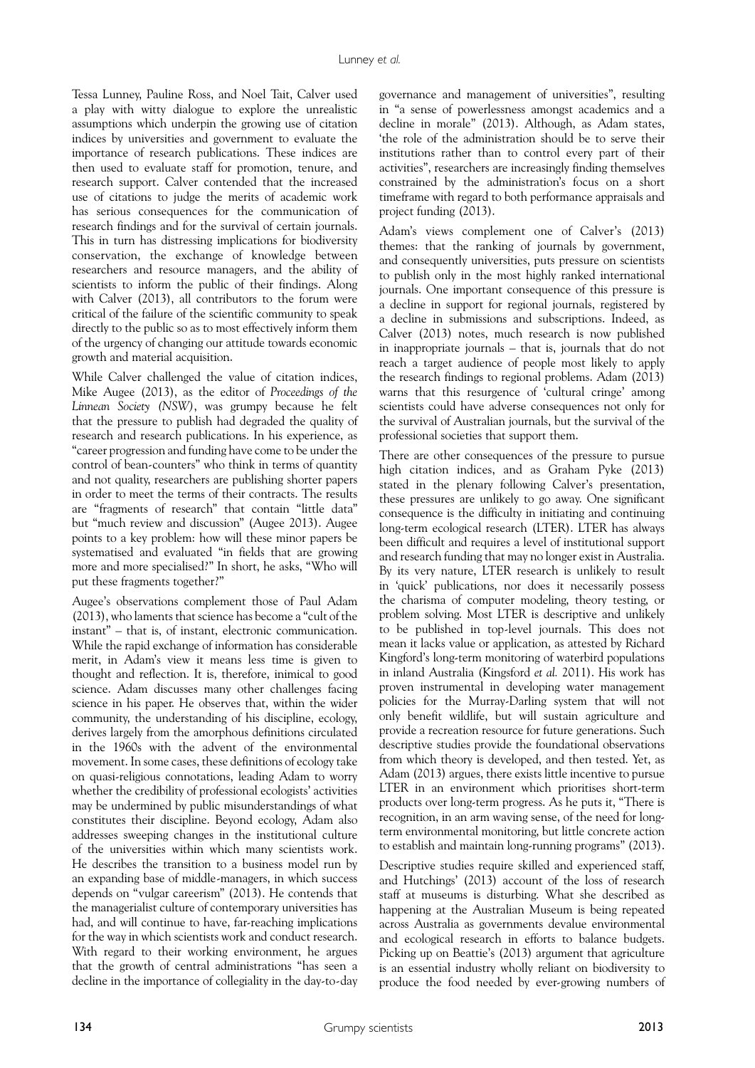Tessa Lunney, Pauline Ross, and Noel Tait, Calver used a play with witty dialogue to explore the unrealistic assumptions which underpin the growing use of citation indices by universities and government to evaluate the importance of research publications. These indices are then used to evaluate staff for promotion, tenure, and research support. Calver contended that the increased use of citations to judge the merits of academic work has serious consequences for the communication of research findings and for the survival of certain journals. This in turn has distressing implications for biodiversity conservation, the exchange of knowledge between researchers and resource managers, and the ability of scientists to inform the public of their findings. Along with Calver (2013), all contributors to the forum were critical of the failure of the scientific community to speak directly to the public so as to most effectively inform them of the urgency of changing our attitude towards economic growth and material acquisition.

While Calver challenged the value of citation indices, Mike Augee (2013), as the editor of *Proceedings of the Linnean Society (NSW)*, was grumpy because he felt that the pressure to publish had degraded the quality of research and research publications. In his experience, as "career progression and funding have come to be under the control of bean-counters" who think in terms of quantity and not quality, researchers are publishing shorter papers in order to meet the terms of their contracts. The results are "fragments of research" that contain "little data" but "much review and discussion" (Augee 2013). Augee points to a key problem: how will these minor papers be systematised and evaluated "in fields that are growing more and more specialised?" In short, he asks, "Who will put these fragments together?"

Augee's observations complement those of Paul Adam (2013), who laments that science has become a "cult of the instant" – that is, of instant, electronic communication. While the rapid exchange of information has considerable merit, in Adam's view it means less time is given to thought and reflection. It is, therefore, inimical to good science. Adam discusses many other challenges facing science in his paper. He observes that, within the wider community, the understanding of his discipline, ecology, derives largely from the amorphous definitions circulated in the 1960s with the advent of the environmental movement. In some cases, these definitions of ecology take on quasi-religious connotations, leading Adam to worry whether the credibility of professional ecologists' activities may be undermined by public misunderstandings of what constitutes their discipline. Beyond ecology, Adam also addresses sweeping changes in the institutional culture of the universities within which many scientists work. He describes the transition to a business model run by an expanding base of middle-managers, in which success depends on "vulgar careerism" (2013). He contends that the managerialist culture of contemporary universities has had, and will continue to have, far-reaching implications for the way in which scientists work and conduct research. With regard to their working environment, he argues that the growth of central administrations "has seen a decline in the importance of collegiality in the day-to-day governance and management of universities", resulting in "a sense of powerlessness amongst academics and a decline in morale" (2013). Although, as Adam states, 'the role of the administration should be to serve their institutions rather than to control every part of their activities", researchers are increasingly finding themselves constrained by the administration's focus on a short timeframe with regard to both performance appraisals and project funding (2013).

Adam's views complement one of Calver's (2013) themes: that the ranking of journals by government, and consequently universities, puts pressure on scientists to publish only in the most highly ranked international journals. One important consequence of this pressure is a decline in support for regional journals, registered by a decline in submissions and subscriptions. Indeed, as Calver (2013) notes, much research is now published in inappropriate journals – that is, journals that do not reach a target audience of people most likely to apply the research findings to regional problems. Adam (2013) warns that this resurgence of 'cultural cringe' among scientists could have adverse consequences not only for the survival of Australian journals, but the survival of the professional societies that support them.

There are other consequences of the pressure to pursue high citation indices, and as Graham Pyke (2013) stated in the plenary following Calver's presentation, these pressures are unlikely to go away. One significant consequence is the difficulty in initiating and continuing long-term ecological research (LTER). LTER has always been difficult and requires a level of institutional support and research funding that may no longer exist in Australia. By its very nature, LTER research is unlikely to result in 'quick' publications, nor does it necessarily possess the charisma of computer modeling, theory testing, or problem solving. Most LTER is descriptive and unlikely to be published in top-level journals. This does not mean it lacks value or application, as attested by Richard Kingford's long-term monitoring of waterbird populations in inland Australia (Kingsford *et al.* 2011). His work has proven instrumental in developing water management policies for the Murray-Darling system that will not only benefit wildlife, but will sustain agriculture and provide a recreation resource for future generations. Such descriptive studies provide the foundational observations from which theory is developed, and then tested. Yet, as Adam (2013) argues, there exists little incentive to pursue LTER in an environment which prioritises short-term products over long-term progress. As he puts it, "There is recognition, in an arm waving sense, of the need for long-term environmental monitoring, but little concrete action to establish and maintain long-running programs" (2013).

Descriptive studies require skilled and experienced staff, and Hutchings' (2013) account of the loss of research staff at museums is disturbing. What she described as happening at the Australian Museum is being repeated across Australia as governments devalue environmental and ecological research in efforts to balance budgets. Picking up on Beattie's (2013) argument that agriculture is an essential industry wholly reliant on biodiversity to produce the food needed by ever-growing numbers of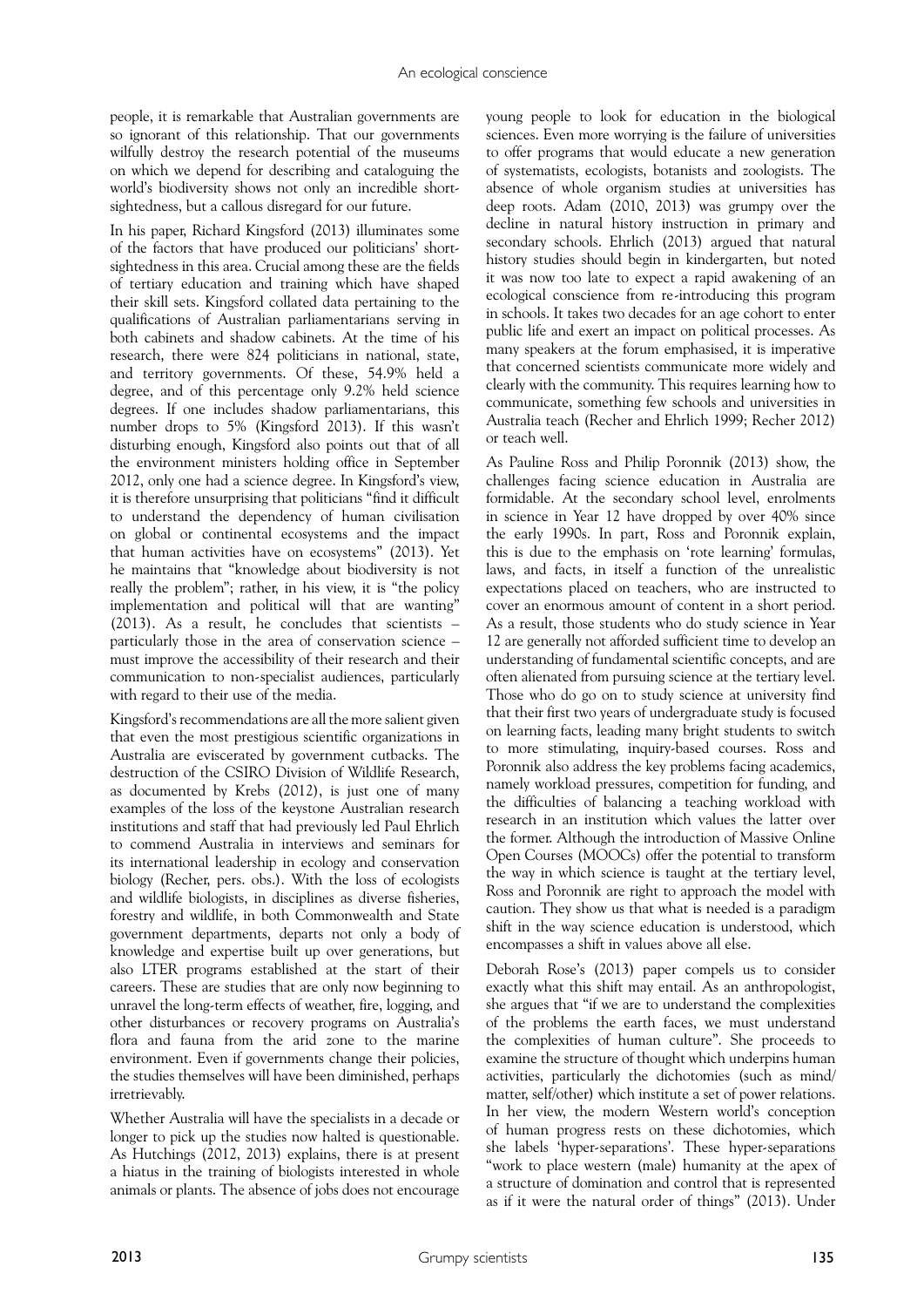people, it is remarkable that Australian governments are so ignorant of this relationship. That our governments wilfully destroy the research potential of the museums on which we depend for describing and cataloguing the world's biodiversity shows not only an incredible short-sightedness, but a callous disregard for our future.

In his paper, Richard Kingsford (2013) illuminates some of the factors that have produced our politicians' short-sightedness in this area. Crucial among these are the fields of tertiary education and training which have shaped their skill sets. Kingsford collated data pertaining to the qualifications of Australian parliamentarians serving in both cabinets and shadow cabinets. At the time of his research, there were 824 politicians in national, state, and territory governments. Of these, 54.9% held a degree, and of this percentage only 9.2% held science degrees. If one includes shadow parliamentarians, this number drops to 5% (Kingsford 2013). If this wasn't disturbing enough, Kingsford also points out that of all the environment ministers holding office in September 2012, only one had a science degree. In Kingsford's view, it is therefore unsurprising that politicians "find it difficult to understand the dependency of human civilisation on global or continental ecosystems and the impact that human activities have on ecosystems" (2013). Yet he maintains that "knowledge about biodiversity is not really the problem"; rather, in his view, it is "the policy implementation and political will that are wanting" (2013). As a result, he concludes that scientists – particularly those in the area of conservation science – must improve the accessibility of their research and their communication to non-specialist audiences, particularly with regard to their use of the media.

Kingsford's recommendations are all the more salient given that even the most prestigious scientific organizations in Australia are eviscerated by government cutbacks. The destruction of the CSIRO Division of Wildlife Research, as documented by Krebs (2012), is just one of many examples of the loss of the keystone Australian research institutions and staff that had previously led Paul Ehrlich to commend Australia in interviews and seminars for its international leadership in ecology and conservation biology (Recher, pers. obs.). With the loss of ecologists and wildlife biologists, in disciplines as diverse fisheries, forestry and wildlife, in both Commonwealth and State government departments, departs not only a body of knowledge and expertise built up over generations, but also LTER programs established at the start of their careers. These are studies that are only now beginning to unravel the long-term effects of weather, fire, logging, and other disturbances or recovery programs on Australia's flora and fauna from the arid zone to the marine environment. Even if governments change their policies, the studies themselves will have been diminished, perhaps irretrievably.

Whether Australia will have the specialists in a decade or longer to pick up the studies now halted is questionable. As Hutchings (2012, 2013) explains, there is at present a hiatus in the training of biologists interested in whole animals or plants. The absence of jobs does not encourage young people to look for education in the biological sciences. Even more worrying is the failure of universities to offer programs that would educate a new generation of systematists, ecologists, botanists and zoologists. The absence of whole organism studies at universities has deep roots. Adam (2010, 2013) was grumpy over the decline in natural history instruction in primary and secondary schools. Ehrlich (2013) argued that natural history studies should begin in kindergarten, but noted it was now too late to expect a rapid awakening of an ecological conscience from re-introducing this program in schools. It takes two decades for an age cohort to enter public life and exert an impact on political processes. As many speakers at the forum emphasised, it is imperative that concerned scientists communicate more widely and clearly with the community. This requires learning how to communicate, something few schools and universities in Australia teach (Recher and Ehrlich 1999; Recher 2012) or teach well.

As Pauline Ross and Philip Poronnik (2013) show, the challenges facing science education in Australia are formidable. At the secondary school level, enrolments in science in Year 12 have dropped by over 40% since the early 1990s. In part, Ross and Poronnik explain, this is due to the emphasis on 'rote learning' formulas, laws, and facts, in itself a function of the unrealistic expectations placed on teachers, who are instructed to cover an enormous amount of content in a short period. As a result, those students who do study science in Year 12 are generally not afforded sufficient time to develop an understanding of fundamental scientific concepts, and are often alienated from pursuing science at the tertiary level. Those who do go on to study science at university find that their first two years of undergraduate study is focused on learning facts, leading many bright students to switch to more stimulating, inquiry-based courses. Ross and Poronnik also address the key problems facing academics, namely workload pressures, competition for funding, and the difficulties of balancing a teaching workload with research in an institution which values the latter over the former. Although the introduction of Massive Online Open Courses (MOOCs) offer the potential to transform the way in which science is taught at the tertiary level, Ross and Poronnik are right to approach the model with caution. They show us that what is needed is a paradigm shift in the way science education is understood, which encompasses a shift in values above all else.

Deborah Rose's (2013) paper compels us to consider exactly what this shift may entail. As an anthropologist, she argues that "if we are to understand the complexities of the problems the earth faces, we must understand the complexities of human culture". She proceeds to examine the structure of thought which underpins human activities, particularly the dichotomies (such as mind/matter, self/other) which institute a set of power relations. In her view, the modern Western world's conception of human progress rests on these dichotomies, which she labels 'hyper-separations'. These hyper-separations "work to place western (male) humanity at the apex of a structure of domination and control that is represented as if it were the natural order of things" (2013). Under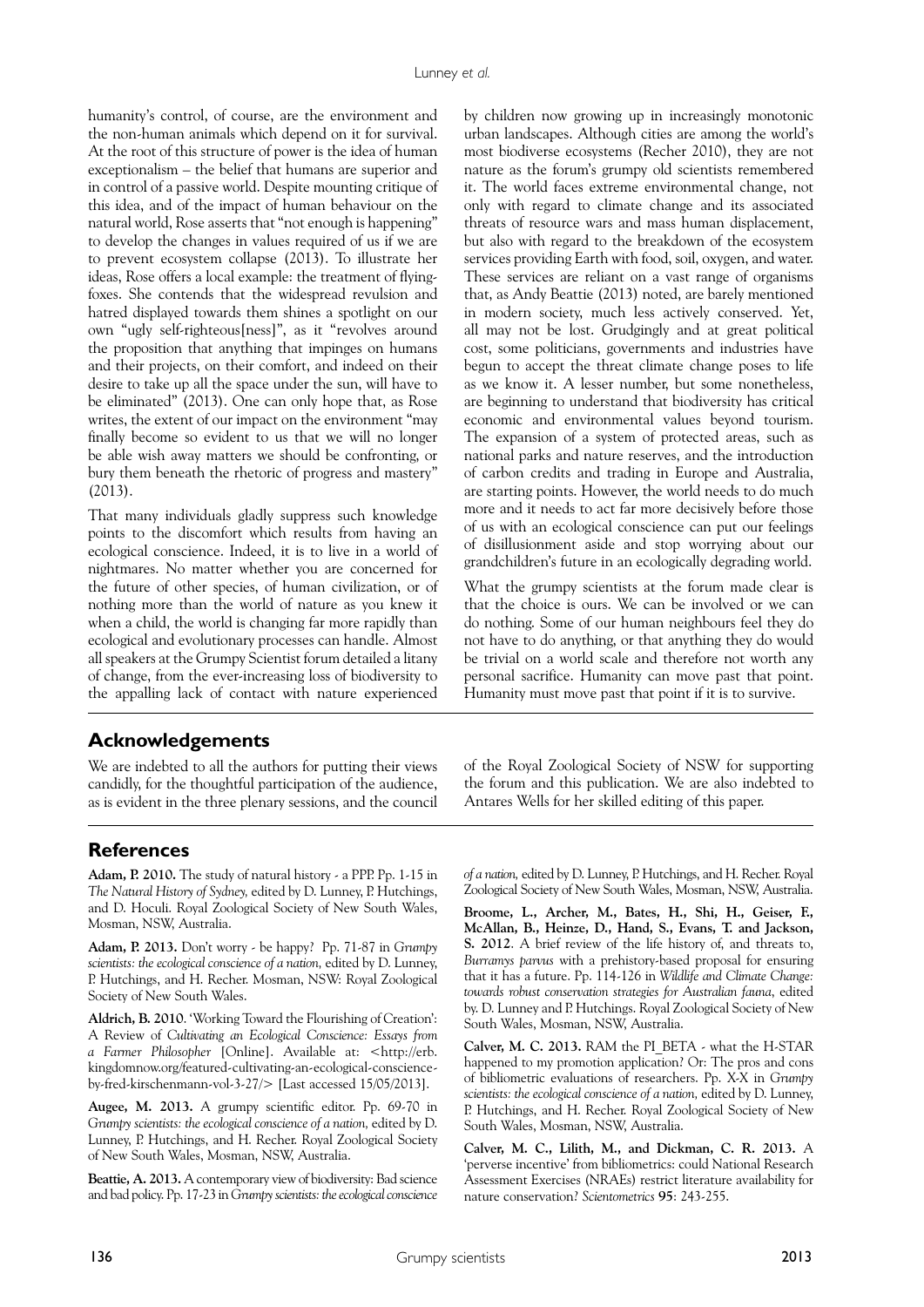humanity's control, of course, are the environment and the non-human animals which depend on it for survival. At the root of this structure of power is the idea of human exceptionalism – the belief that humans are superior and in control of a passive world. Despite mounting critique of this idea, and of the impact of human behaviour on the natural world, Rose asserts that "not enough is happening" to develop the changes in values required of us if we are to prevent ecosystem collapse (2013). To illustrate her ideas, Rose offers a local example: the treatment of flying-foxes. She contends that the widespread revulsion and hatred displayed towards them shines a spotlight on our own "ugly self-righteous[ness]", as it "revolves around the proposition that anything that impinges on humans and their projects, on their comfort, and indeed on their desire to take up all the space under the sun, will have to be eliminated" (2013). One can only hope that, as Rose writes, the extent of our impact on the environment "may finally become so evident to us that we will no longer be able wish away matters we should be confronting, or bury them beneath the rhetoric of progress and mastery" (2013).

That many individuals gladly suppress such knowledge points to the discomfort which results from having an ecological conscience. Indeed, it is to live in a world of nightmares. No matter whether you are concerned for the future of other species, of human civilization, or of nothing more than the world of nature as you knew it when a child, the world is changing far more rapidly than ecological and evolutionary processes can handle. Almost all speakers at the Grumpy Scientist forum detailed a litany of change, from the ever-increasing loss of biodiversity to the appalling lack of contact with nature experienced by children now growing up in increasingly monotonic urban landscapes. Although cities are among the world's most biodiverse ecosystems (Recher 2010), they are not nature as the forum's grumpy old scientists remembered it. The world faces extreme environmental change, not only with regard to climate change and its associated threats of resource wars and mass human displacement, but also with regard to the breakdown of the ecosystem services providing Earth with food, soil, oxygen, and water. These services are reliant on a vast range of organisms that, as Andy Beattie (2013) noted, are barely mentioned in modern society, much less actively conserved. Yet, all may not be lost. Grudgingly and at great political cost, some politicians, governments and industries have begun to accept the threat climate change poses to life as we know it. A lesser number, but some nonetheless, are beginning to understand that biodiversity has critical economic and environmental values beyond tourism. The expansion of a system of protected areas, such as national parks and nature reserves, and the introduction of carbon credits and trading in Europe and Australia, are starting points. However, the world needs to do much more and it needs to act far more decisively before those of us with an ecological conscience can put our feelings of disillusionment aside and stop worrying about our grandchildren's future in an ecologically degrading world.

What the grumpy scientists at the forum made clear is that the choice is ours. We can be involved or we can do nothing. Some of our human neighbours feel they do not have to do anything, or that anything they do would be trivial on a world scale and therefore not worth any personal sacrifice. Humanity can move past that point. Humanity must move past that point if it is to survive.

## Acknowledgements

We are indebted to all the authors for putting their views candidly, for the thoughtful participation of the audience, as is evident in the three plenary sessions, and the council of the Royal Zoological Society of NSW for supporting the forum and this publication. We are also indebted to Antares Wells for her skilled editing of this paper.

## References

**Adam, P. 2010.** The study of natural history - a PPP. Pp. 1-15 in *The Natural History of Sydney,* edited by D. Lunney, P. Hutchings, and D. Hoculi. Royal Zoological Society of New South Wales, Mosman, NSW, Australia.

**Adam, P. 2013.** Don't worry - be happy? Pp. 71-87 in *Grumpy scientists: the ecological conscience of a nation,* edited by D. Lunney, P. Hutchings, and H. Recher. Mosman, NSW: Royal Zoological Society of New South Wales.

**Aldrich, B. 2010**. 'Working Toward the Flourishing of Creation': A Review of *Cultivating an Ecological Conscience: Essays from a Farmer Philosopher* [Online]. Available at: <http://erb.kingdomnow.org/featured-cultivating-an-ecological-conscience-by-fred-kirschenmann-vol-3-27/> [Last accessed 15/05/2013].

**Augee, M. 2013.** A grumpy scientific editor. Pp. 69-70 in *Grumpy scientists: the ecological conscience of a nation,* edited by D. Lunney, P. Hutchings, and H. Recher. Royal Zoological Society of New South Wales, Mosman, NSW, Australia.

**Beattie, A. 2013.** A contemporary view of biodiversity: Bad science and bad policy. Pp. 17-23 in *Grumpy scientists: the ecological conscience of a nation,* edited by D. Lunney, P. Hutchings, and H. Recher. Royal Zoological Society of New South Wales, Mosman, NSW, Australia.

**Broome, L., Archer, M., Bates, H., Shi, H., Geiser, F., McAllan, B., Heinze, D., Hand, S., Evans, T. and Jackson, S. 2012**. A brief review of the life history of, and threats to, *Burramys parvus* with a prehistory-based proposal for ensuring that it has a future. Pp. 114-126 in *Wildlife and Climate Change: towards robust conservation strategies for Australian fauna*, edited by. D. Lunney and P. Hutchings. Royal Zoological Society of New South Wales, Mosman, NSW, Australia.

**Calver, M. C. 2013.** RAM the PI_BETA - what the H-STAR happened to my promotion application? Or: The pros and cons of bibliometric evaluations of researchers. Pp. X-X in *Grumpy scientists: the ecological conscience of a nation,* edited by D. Lunney, P. Hutchings, and H. Recher. Royal Zoological Society of New South Wales, Mosman, NSW, Australia.

**Calver, M. C., Lilith, M., and Dickman, C. R. 2013.** A 'perverse incentive' from bibliometrics: could National Research Assessment Exercises (NRAEs) restrict literature availability for nature conservation? *Scientometrics* **95**: 243-255.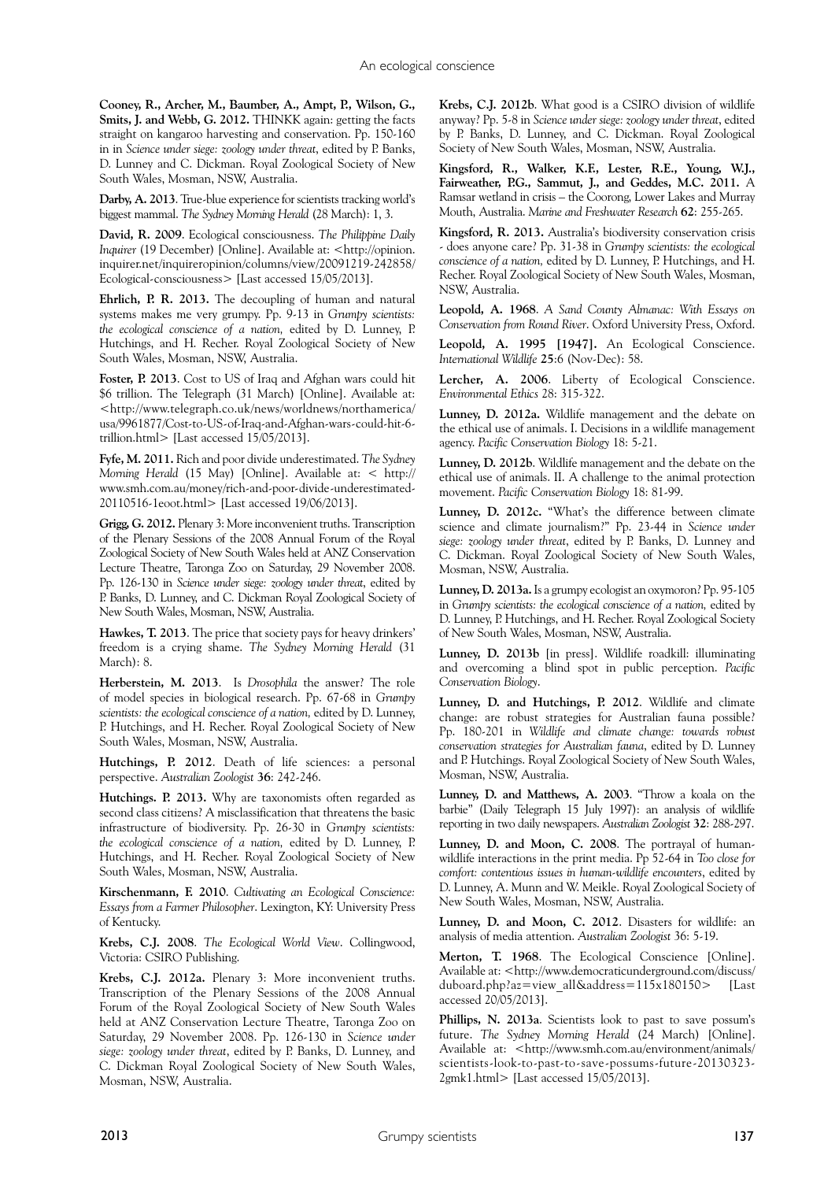**Cooney, R., Archer, M., Baumber, A., Ampt, P., Wilson, G., Smits, J. and Webb, G. 2012.** THINKK again: getting the facts straight on kangaroo harvesting and conservation. Pp. 150-160 in in *Science under siege: zoology under threat*, edited by P. Banks, D. Lunney and C. Dickman. Royal Zoological Society of New South Wales, Mosman, NSW, Australia.

**Darby, A. 2013**. True-blue experience for scientists tracking world's biggest mammal. *The Sydney Morning Herald* (28 March): 1, 3.

**David, R. 2009**. Ecological consciousness. *The Philippine Daily Inquirer* (19 December) [Online]. Available at: <http://opinion.inquirer.net/inquireropinion/columns/view/20091219-242858/Ecological-consciousness> [Last accessed 15/05/2013].

**Ehrlich, P. R. 2013.** The decoupling of human and natural systems makes me very grumpy. Pp. 9-13 in *Grumpy scientists: the ecological conscience of a nation,* edited by D. Lunney, P. Hutchings, and H. Recher. Royal Zoological Society of New South Wales, Mosman, NSW, Australia.

**Foster, P. 2013**. Cost to US of Iraq and Afghan wars could hit $6 trillion. The Telegraph (31 March) [Online]. Available at: <http://www.telegraph.co.uk/news/worldnews/northamerica/usa/9961877/Cost-to-US-of-Iraq-and-Afghan-wars-could-hit-6-trillion.html> [Last accessed 15/05/2013].

**Fyfe, M. 2011.** Rich and poor divide underestimated. *The Sydney Morning Herald* (15 May) [Online]. Available at: < http://www.smh.com.au/money/rich-and-poor-divide-underestimated-20110516-1eoot.html> [Last accessed 19/06/2013].

**Grigg, G. 2012.** Plenary 3: More inconvenient truths. Transcription of the Plenary Sessions of the 2008 Annual Forum of the Royal Zoological Society of New South Wales held at ANZ Conservation Lecture Theatre, Taronga Zoo on Saturday, 29 November 2008. Pp. 126-130 in *Science under siege: zoology under threat*, edited by P. Banks, D. Lunney, and C. Dickman Royal Zoological Society of New South Wales, Mosman, NSW, Australia.

**Hawkes, T. 2013**. The price that society pays for heavy drinkers' freedom is a crying shame. *The Sydney Morning Herald* (31 March): 8.

**Herberstein, M. 2013**. Is *Drosophila* the answer? The role of model species in biological research. Pp. 67-68 in *Grumpy scientists: the ecological conscience of a nation,* edited by D. Lunney, P. Hutchings, and H. Recher. Royal Zoological Society of New South Wales, Mosman, NSW, Australia.

**Hutchings, P. 2012**. Death of life sciences: a personal perspective. *Australian Zoologist* **36**: 242-246.

**Hutchings. P. 2013.** Why are taxonomists often regarded as second class citizens? A misclassification that threatens the basic infrastructure of biodiversity. Pp. 26-30 in *Grumpy scientists: the ecological conscience of a nation,* edited by D. Lunney, P. Hutchings, and H. Recher. Royal Zoological Society of New South Wales, Mosman, NSW, Australia.

**Kirschenmann, F. 2010**. *Cultivating an Ecological Conscience: Essays from a Farmer Philosopher*. Lexington, KY: University Press of Kentucky.

**Krebs, C.J. 2008**. *The Ecological World View*. Collingwood, Victoria: CSIRO Publishing.

**Krebs, C.J. 2012a.** Plenary 3: More inconvenient truths. Transcription of the Plenary Sessions of the 2008 Annual Forum of the Royal Zoological Society of New South Wales held at ANZ Conservation Lecture Theatre, Taronga Zoo on Saturday, 29 November 2008. Pp. 126-130 in *Science under siege: zoology under threat*, edited by P. Banks, D. Lunney, and C. Dickman Royal Zoological Society of New South Wales, Mosman, NSW, Australia.

**Krebs, C.J. 2012b**. What good is a CSIRO division of wildlife anyway? Pp. 5-8 in *Science under siege: zoology under threat*, edited by P. Banks, D. Lunney, and C. Dickman. Royal Zoological Society of New South Wales, Mosman, NSW, Australia.

**Kingsford, R., Walker, K.F., Lester, R.E., Young, W.J., Fairweather, P.G., Sammut, J., and Geddes, M.C. 2011.** A Ramsar wetland in crisis – the Coorong, Lower Lakes and Murray Mouth, Australia. *Marine and Freshwater Research* **62**: 255-265.

**Kingsford, R. 2013.** Australia's biodiversity conservation crisis - does anyone care? Pp. 31-38 in *Grumpy scientists: the ecological conscience of a nation,* edited by D. Lunney, P. Hutchings, and H. Recher. Royal Zoological Society of New South Wales, Mosman, NSW, Australia.

**Leopold, A. 1968**. *A Sand County Almanac: With Essays on Conservation from Round River*. Oxford University Press, Oxford.

**Leopold, A. 1995 [1947].** An Ecological Conscience. *International Wildlife* **25**:6 (Nov-Dec): 58.

**Lercher, A. 2006**. Liberty of Ecological Conscience. *Environmental Ethics* 28: 315-322.

**Lunney, D. 2012a.** Wildlife management and the debate on the ethical use of animals. I. Decisions in a wildlife management agency. *Pacific Conservation Biology* 18: 5-21.

**Lunney, D. 2012b**. Wildlife management and the debate on the ethical use of animals. II. A challenge to the animal protection movement. *Pacific Conservation Biology* 18: 81-99.

**Lunney, D. 2012c.** "What's the difference between climate science and climate journalism?" Pp. 23-44 in *Science under siege: zoology under threat*, edited by P. Banks, D. Lunney and C. Dickman. Royal Zoological Society of New South Wales, Mosman, NSW, Australia.

**Lunney, D. 2013a.** Is a grumpy ecologist an oxymoron? Pp. 95-105 in *Grumpy scientists: the ecological conscience of a nation,* edited by D. Lunney, P. Hutchings, and H. Recher. Royal Zoological Society of New South Wales, Mosman, NSW, Australia.

**Lunney, D. 2013b** [in press]. Wildlife roadkill: illuminating and overcoming a blind spot in public perception. *Pacific Conservation Biology*.

**Lunney, D. and Hutchings, P. 2012**. Wildlife and climate change: are robust strategies for Australian fauna possible? Pp. 180-201 in *Wildlife and climate change: towards robust conservation strategies for Australian fauna*, edited by D. Lunney and P. Hutchings. Royal Zoological Society of New South Wales, Mosman, NSW, Australia.

**Lunney, D. and Matthews, A. 2003**. "Throw a koala on the barbie" (Daily Telegraph 15 July 1997): an analysis of wildlife reporting in two daily newspapers. *Australian Zoologist* **32**: 288-297.

**Lunney, D. and Moon, C. 2008**. The portrayal of human-wildlife interactions in the print media. Pp 52-64 in *Too close for comfort: contentious issues in human-wildlife encounters*, edited by D. Lunney, A. Munn and W. Meikle. Royal Zoological Society of New South Wales, Mosman, NSW, Australia.

**Lunney, D. and Moon, C. 2012**. Disasters for wildlife: an analysis of media attention. *Australian Zoologist* 36: 5-19.

**Merton, T. 1968**. The Ecological Conscience [Online]. Available at: <http://www.democraticunderground.com/discuss/duboard.php?az=view_all&address=115x180150> [Last accessed 20/05/2013].

**Phillips, N. 2013a**. Scientists look to past to save possum's future. *The Sydney Morning Herald* (24 March) [Online]. Available at: <http://www.smh.com.au/environment/animals/scientists-look-to-past-to-save-possums-future-20130323-2gmk1.html> [Last accessed 15/05/2013].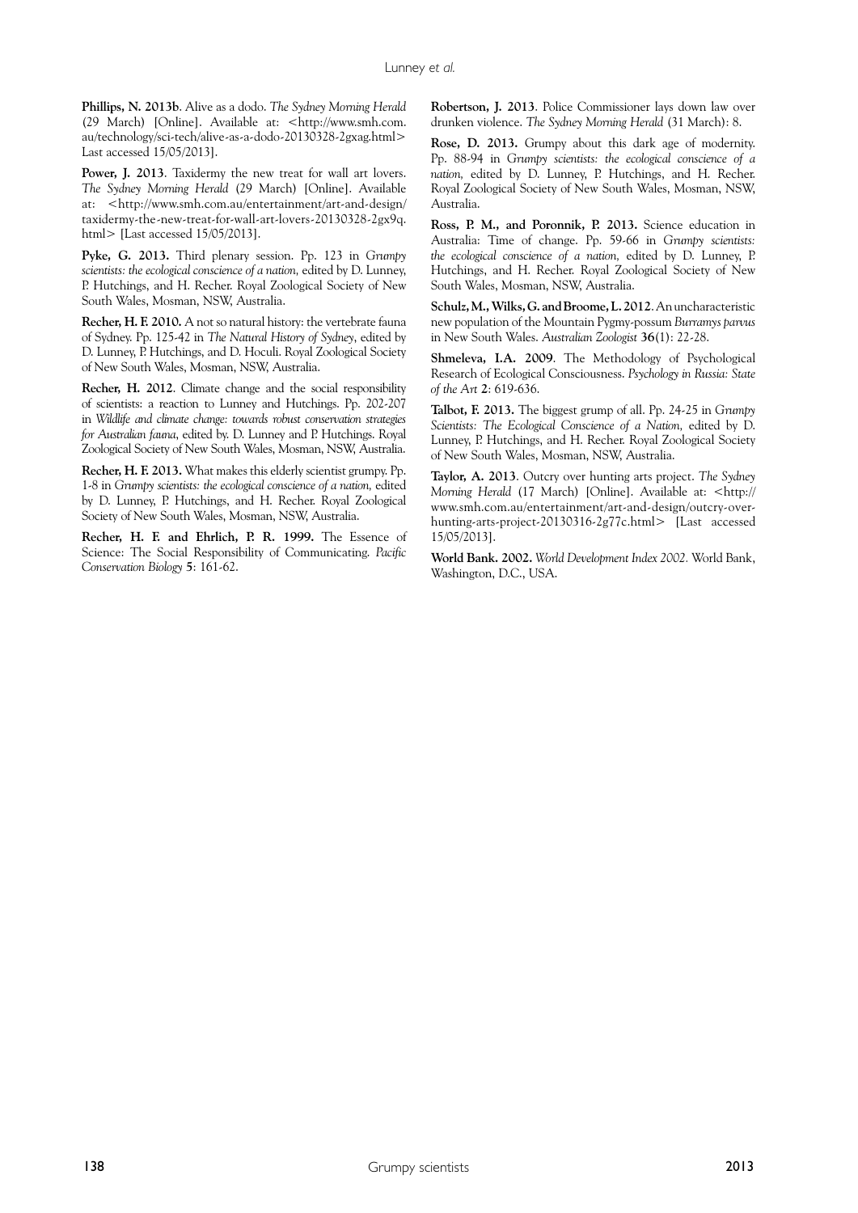**Phillips, N. 2013b**. Alive as a dodo. *The Sydney Morning Herald* (29 March) [Online]. Available at: <http://www.smh.com.au/technology/sci-tech/alive-as-a-dodo-20130328-2gxag.html> Last accessed 15/05/2013].

**Power, J. 2013**. Taxidermy the new treat for wall art lovers. *The Sydney Morning Herald* (29 March) [Online]. Available at: <http://www.smh.com.au/entertainment/art-and-design/taxidermy-the-new-treat-for-wall-art-lovers-20130328-2gx9q.html> [Last accessed 15/05/2013].

**Pyke, G. 2013.** Third plenary session. Pp. 123 in *Grumpy scientists: the ecological conscience of a nation,* edited by D. Lunney, P. Hutchings, and H. Recher. Royal Zoological Society of New South Wales, Mosman, NSW, Australia.

**Recher, H. F. 2010.** A not so natural history: the vertebrate fauna of Sydney. Pp. 125-42 in *The Natural History of Sydney*, edited by D. Lunney, P. Hutchings, and D. Hoculi. Royal Zoological Society of New South Wales, Mosman, NSW, Australia.

**Recher, H. 2012**. Climate change and the social responsibility of scientists: a reaction to Lunney and Hutchings. Pp. 202-207 in *Wildlife and climate change: towards robust conservation strategies for Australian fauna*, edited by. D. Lunney and P. Hutchings. Royal Zoological Society of New South Wales, Mosman, NSW, Australia.

**Recher, H. F. 2013.** What makes this elderly scientist grumpy. Pp. 1-8 in *Grumpy scientists: the ecological conscience of a nation,* edited by D. Lunney, P. Hutchings, and H. Recher. Royal Zoological Society of New South Wales, Mosman, NSW, Australia.

**Recher, H. F. and Ehrlich, P. R. 1999.** The Essence of Science: The Social Responsibility of Communicating. *Pacific Conservation Biology* **5**: 161-62.

**Robertson, J. 2013**. Police Commissioner lays down law over drunken violence. *The Sydney Morning Herald* (31 March): 8.

**Rose, D. 2013.** Grumpy about this dark age of modernity. Pp. 88-94 in *Grumpy scientists: the ecological conscience of a nation,* edited by D. Lunney, P. Hutchings, and H. Recher. Royal Zoological Society of New South Wales, Mosman, NSW, Australia.

**Ross, P. M., and Poronnik, P. 2013.** Science education in Australia: Time of change. Pp. 59-66 in *Grumpy scientists: the ecological conscience of a nation,* edited by D. Lunney, P. Hutchings, and H. Recher. Royal Zoological Society of New South Wales, Mosman, NSW, Australia.

**Schulz, M., Wilks, G. and Broome, L. 2012**. An uncharacteristic new population of the Mountain Pygmy-possum *Burramys parvus* in New South Wales. *Australian Zoologist* **36**(1): 22-28.

**Shmeleva, I.A. 2009**. The Methodology of Psychological Research of Ecological Consciousness. *Psychology in Russia: State of the Art* **2**: 619-636.

**Talbot, F. 2013.** The biggest grump of all. Pp. 24-25 in *Grumpy Scientists: The Ecological Conscience of a Nation,* edited by D. Lunney, P. Hutchings, and H. Recher. Royal Zoological Society of New South Wales, Mosman, NSW, Australia.

**Taylor, A. 2013**. Outcry over hunting arts project. *The Sydney Morning Herald* (17 March) [Online]. Available at: <http://www.smh.com.au/entertainment/art-and-design/outcry-over-hunting-arts-project-20130316-2g77c.html> [Last accessed 15/05/2013].

**World Bank. 2002.** *World Development Index 2002.* World Bank, Washington, D.C., USA.